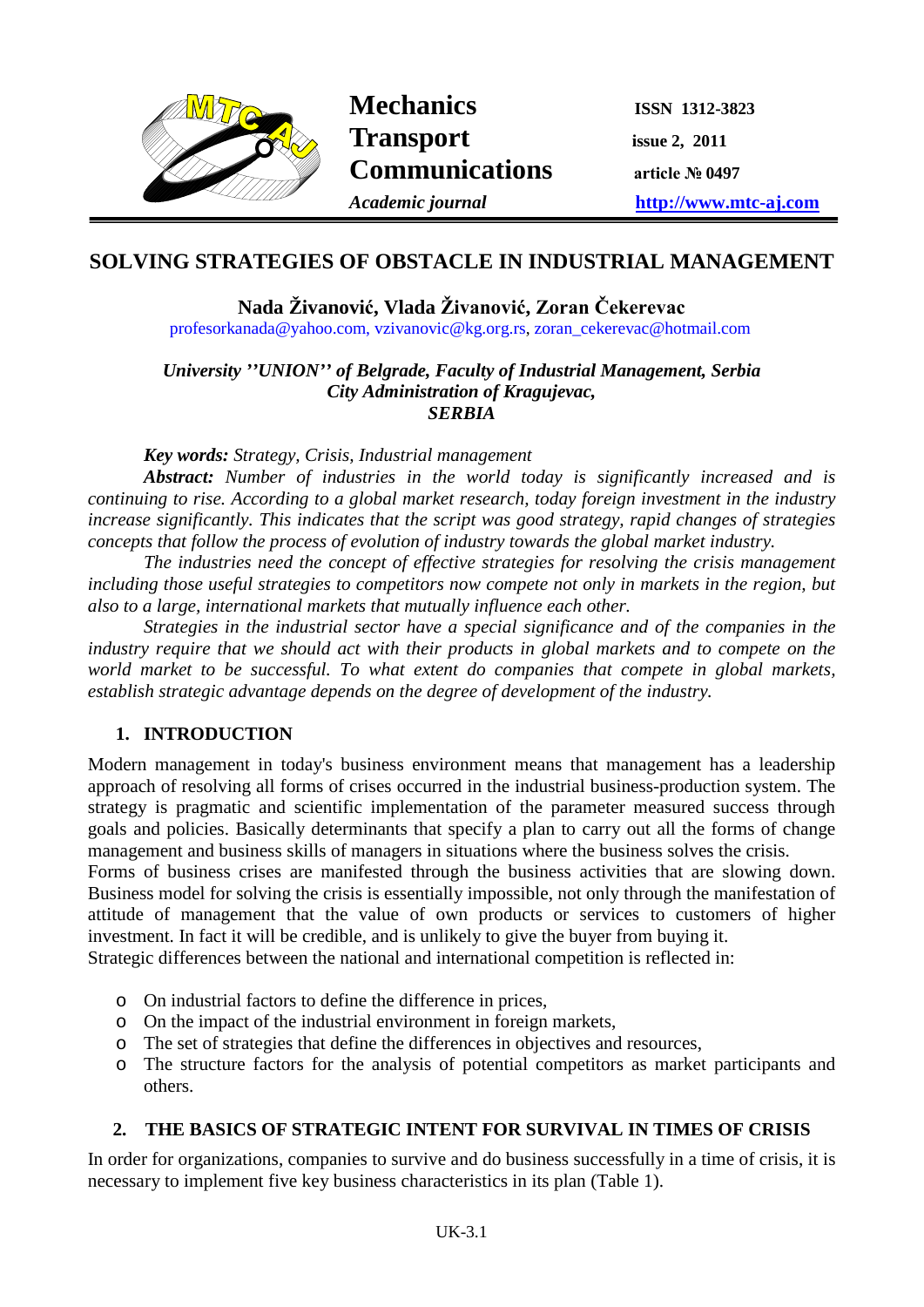# SOLVING STRATEGIES OF OBSTACLE IN INDUSTRIAL MANAGEMENT

**Nada Živanović, Vlada Živanović, Zoran Čekerevac**

profesorkanada@yahoo.com, vzivanovic@kg.org.rs, zoran_cekerevac@hotmail.com

*University ''UNION'' of Belgrade, Faculty of Industrial Management, Serbia*
*City Administration of Kragujevac,*
*SERBIA*

***Key words:*** *Strategy, Crisis, Industrial management*

***Abstract:*** *Number of industries in the world today is significantly increased and is continuing to rise. According to a global market research, today foreign investment in the industry increase significantly. This indicates that the script was good strategy, rapid changes of strategies concepts that follow the process of evolution of industry towards the global market industry.*

*The industries need the concept of effective strategies for resolving the crisis management including those useful strategies to competitors now compete not only in markets in the region, but also to a large, international markets that mutually influence each other.*

*Strategies in the industrial sector have a special significance and of the companies in the industry require that we should act with their products in global markets and to compete on the world market to be successful. To what extent do companies that compete in global markets, establish strategic advantage depends on the degree of development of the industry.*

## 1. INTRODUCTION

Modern management in today's business environment means that management has a leadership approach of resolving all forms of crises occurred in the industrial business-production system. The strategy is pragmatic and scientific implementation of the parameter measured success through goals and policies. Basically determinants that specify a plan to carry out all the forms of change management and business skills of managers in situations where the business solves the crisis.

Forms of business crises are manifested through the business activities that are slowing down. Business model for solving the crisis is essentially impossible, not only through the manifestation of attitude of management that the value of own products or services to customers of higher investment. In fact it will be credible, and is unlikely to give the buyer from buying it.

Strategic differences between the national and international competition is reflected in:

- On industrial factors to define the difference in prices,
- On the impact of the industrial environment in foreign markets,
- The set of strategies that define the differences in objectives and resources,
- The structure factors for the analysis of potential competitors as market participants and others.

## 2. THE BASICS OF STRATEGIC INTENT FOR SURVIVAL IN TIMES OF CRISIS

In order for organizations, companies to survive and do business successfully in a time of crisis, it is necessary to implement five key business characteristics in its plan (Table 1).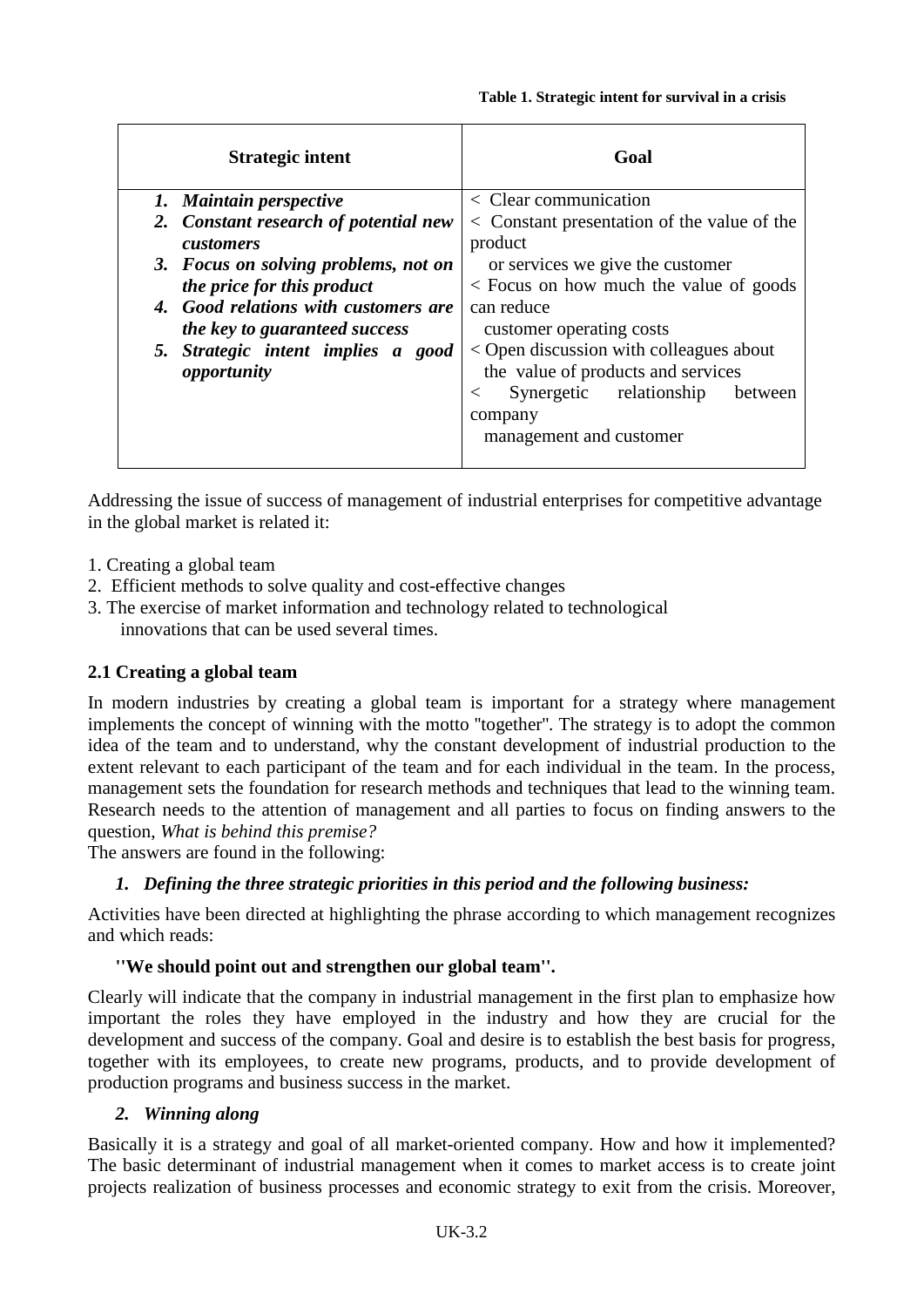**Table 1. Strategic intent for survival in a crisis**

| Strategic intent | Goal |
|---|---|
| 1. ***Maintain perspective*** | < Clear communication |
| 2. ***Constant research of potential new customers*** | < Constant presentation of the value of the product or services we give the customer |
| 3. ***Focus on solving problems, not on the price for this product*** | < Focus on how much the value of goods can reduce customer operating costs |
| 4. ***Good relations with customers are the key to guaranteed success*** | < Open discussion with colleagues about the value of products and services |
| 5. ***Strategic intent implies a good opportunity*** | < Synergetic relationship between company management and customer |

Addressing the issue of success of management of industrial enterprises for competitive advantage in the global market is related it:

1. Creating a global team
2. Efficient methods to solve quality and cost-effective changes
3. The exercise of market information and technology related to technological innovations that can be used several times.

## 2.1 Creating a global team

In modern industries by creating a global team is important for a strategy where management implements the concept of winning with the motto "together". The strategy is to adopt the common idea of the team and to understand, why the constant development of industrial production to the extent relevant to each participant of the team and for each individual in the team. In the process, management sets the foundation for research methods and techniques that lead to the winning team. Research needs to the attention of management and all parties to focus on finding answers to the question, *What is behind this premise?*

The answers are found in the following:

1. ***Defining the three strategic priorities in this period and the following business:***

Activities have been directed at highlighting the phrase according to which management recognizes and which reads:

**''We should point out and strengthen our global team''.**

Clearly will indicate that the company in industrial management in the first plan to emphasize how important the roles they have employed in the industry and how they are crucial for the development and success of the company. Goal and desire is to establish the best basis for progress, together with its employees, to create new programs, products, and to provide development of production programs and business success in the market.

2. ***Winning along***

Basically it is a strategy and goal of all market-oriented company. How and how it implemented? The basic determinant of industrial management when it comes to market access is to create joint projects realization of business processes and economic strategy to exit from the crisis. Moreover,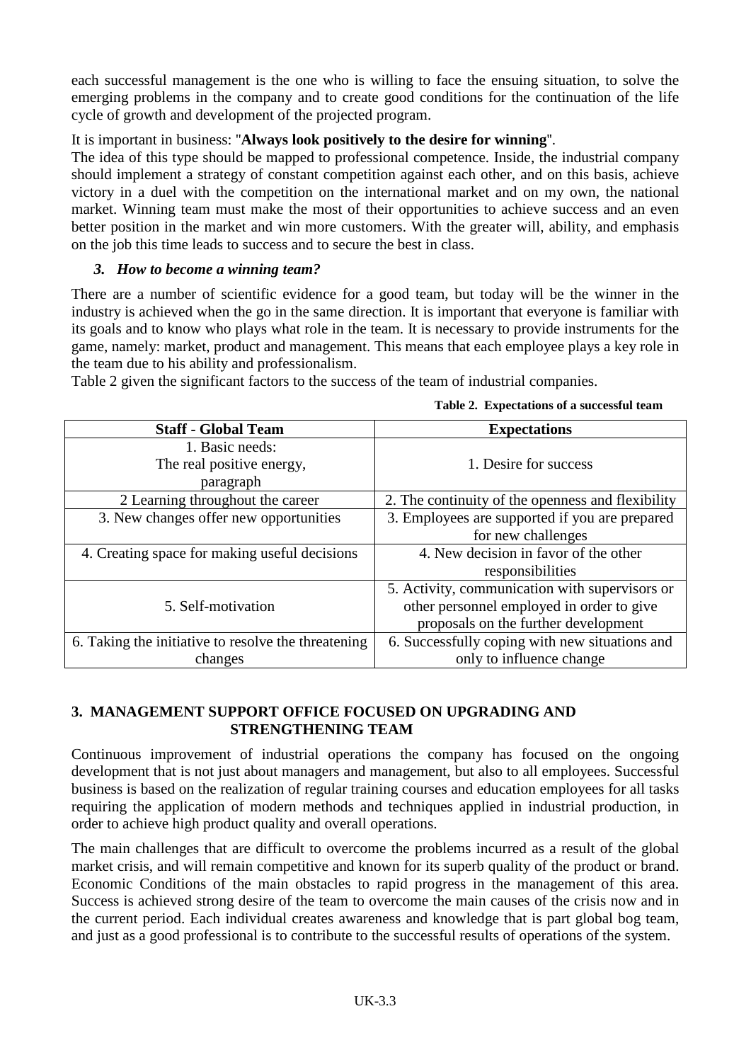each successful management is the one who is willing to face the ensuing situation, to solve the emerging problems in the company and to create good conditions for the continuation of the life cycle of growth and development of the projected program.

It is important in business: "**Always look positively to the desire for winning**".
The idea of this type should be mapped to professional competence. Inside, the industrial company should implement a strategy of constant competition against each other, and on this basis, achieve victory in a duel with the competition on the international market and on my own, the national market. Winning team must make the most of their opportunities to achieve success and an even better position in the market and win more customers. With the greater will, ability, and emphasis on the job this time leads to success and to secure the best in class.

### *3. How to become a winning team?*

There are a number of scientific evidence for a good team, but today will be the winner in the industry is achieved when the go in the same direction. It is important that everyone is familiar with its goals and to know who plays what role in the team. It is necessary to provide instruments for the game, namely: market, product and management. This means that each employee plays a key role in the team due to his ability and professionalism.
Table 2 given the significant factors to the success of the team of industrial companies.

**Table 2. Expectations of a successful team**

| Staff - Global Team | Expectations |
|---|---|
| 1. Basic needs: The real positive energy, paragraph | 1. Desire for success |
| 2 Learning throughout the career | 2. The continuity of the openness and flexibility |
| 3. New changes offer new opportunities | 3. Employees are supported if you are prepared for new challenges |
| 4. Creating space for making useful decisions | 4. New decision in favor of the other responsibilities |
| 5. Self-motivation | 5. Activity, communication with supervisors or other personnel employed in order to give proposals on the further development |
| 6. Taking the initiative to resolve the threatening changes | 6. Successfully coping with new situations and only to influence change |

## 3. MANAGEMENT SUPPORT OFFICE FOCUSED ON UPGRADING AND STRENGTHENING TEAM

Continuous improvement of industrial operations the company has focused on the ongoing development that is not just about managers and management, but also to all employees. Successful business is based on the realization of regular training courses and education employees for all tasks requiring the application of modern methods and techniques applied in industrial production, in order to achieve high product quality and overall operations.

The main challenges that are difficult to overcome the problems incurred as a result of the global market crisis, and will remain competitive and known for its superb quality of the product or brand. Economic Conditions of the main obstacles to rapid progress in the management of this area. Success is achieved strong desire of the team to overcome the main causes of the crisis now and in the current period. Each individual creates awareness and knowledge that is part global bog team, and just as a good professional is to contribute to the successful results of operations of the system.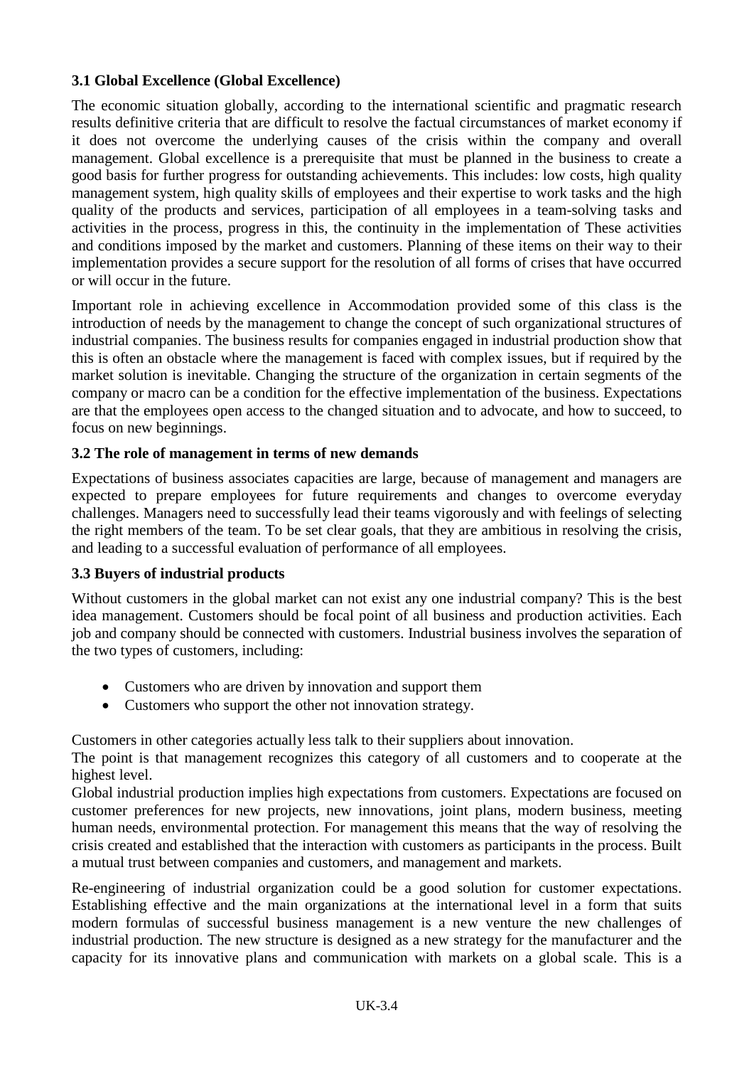### 3.1 Global Excellence (Global Excellence)

The economic situation globally, according to the international scientific and pragmatic research results definitive criteria that are difficult to resolve the factual circumstances of market economy if it does not overcome the underlying causes of the crisis within the company and overall management. Global excellence is a prerequisite that must be planned in the business to create a good basis for further progress for outstanding achievements. This includes: low costs, high quality management system, high quality skills of employees and their expertise to work tasks and the high quality of the products and services, participation of all employees in a team-solving tasks and activities in the process, progress in this, the continuity in the implementation of These activities and conditions imposed by the market and customers. Planning of these items on their way to their implementation provides a secure support for the resolution of all forms of crises that have occurred or will occur in the future.

Important role in achieving excellence in Accommodation provided some of this class is the introduction of needs by the management to change the concept of such organizational structures of industrial companies. The business results for companies engaged in industrial production show that this is often an obstacle where the management is faced with complex issues, but if required by the market solution is inevitable. Changing the structure of the organization in certain segments of the company or macro can be a condition for the effective implementation of the business. Expectations are that the employees open access to the changed situation and to advocate, and how to succeed, to focus on new beginnings.

### 3.2 The role of management in terms of new demands

Expectations of business associates capacities are large, because of management and managers are expected to prepare employees for future requirements and changes to overcome everyday challenges. Managers need to successfully lead their teams vigorously and with feelings of selecting the right members of the team. To be set clear goals, that they are ambitious in resolving the crisis, and leading to a successful evaluation of performance of all employees.

### 3.3 Buyers of industrial products

Without customers in the global market can not exist any one industrial company? This is the best idea management. Customers should be focal point of all business and production activities. Each job and company should be connected with customers. Industrial business involves the separation of the two types of customers, including:

- Customers who are driven by innovation and support them
- Customers who support the other not innovation strategy.

Customers in other categories actually less talk to their suppliers about innovation.
The point is that management recognizes this category of all customers and to cooperate at the highest level.
Global industrial production implies high expectations from customers. Expectations are focused on customer preferences for new projects, new innovations, joint plans, modern business, meeting human needs, environmental protection. For management this means that the way of resolving the crisis created and established that the interaction with customers as participants in the process. Built a mutual trust between companies and customers, and management and markets.

Re-engineering of industrial organization could be a good solution for customer expectations. Establishing effective and the main organizations at the international level in a form that suits modern formulas of successful business management is a new venture the new challenges of industrial production. The new structure is designed as a new strategy for the manufacturer and the capacity for its innovative plans and communication with markets on a global scale. This is a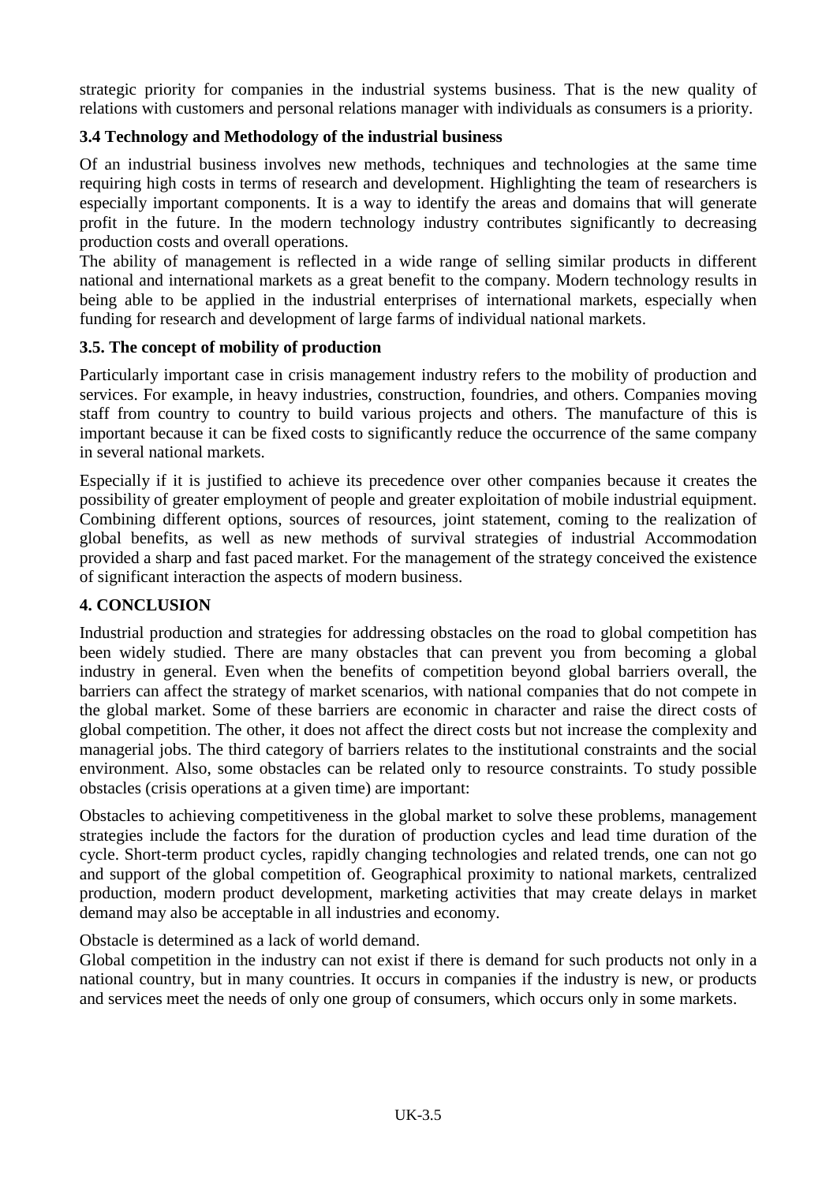strategic priority for companies in the industrial systems business. That is the new quality of relations with customers and personal relations manager with individuals as consumers is a priority.

### 3.4 Technology and Methodology of the industrial business

Of an industrial business involves new methods, techniques and technologies at the same time requiring high costs in terms of research and development. Highlighting the team of researchers is especially important components. It is a way to identify the areas and domains that will generate profit in the future. In the modern technology industry contributes significantly to decreasing production costs and overall operations.

The ability of management is reflected in a wide range of selling similar products in different national and international markets as a great benefit to the company. Modern technology results in being able to be applied in the industrial enterprises of international markets, especially when funding for research and development of large farms of individual national markets.

### 3.5. The concept of mobility of production

Particularly important case in crisis management industry refers to the mobility of production and services. For example, in heavy industries, construction, foundries, and others. Companies moving staff from country to country to build various projects and others. The manufacture of this is important because it can be fixed costs to significantly reduce the occurrence of the same company in several national markets.

Especially if it is justified to achieve its precedence over other companies because it creates the possibility of greater employment of people and greater exploitation of mobile industrial equipment. Combining different options, sources of resources, joint statement, coming to the realization of global benefits, as well as new methods of survival strategies of industrial Accommodation provided a sharp and fast paced market. For the management of the strategy conceived the existence of significant interaction the aspects of modern business.

## 4. CONCLUSION

Industrial production and strategies for addressing obstacles on the road to global competition has been widely studied. There are many obstacles that can prevent you from becoming a global industry in general. Even when the benefits of competition beyond global barriers overall, the barriers can affect the strategy of market scenarios, with national companies that do not compete in the global market. Some of these barriers are economic in character and raise the direct costs of global competition. The other, it does not affect the direct costs but not increase the complexity and managerial jobs. The third category of barriers relates to the institutional constraints and the social environment. Also, some obstacles can be related only to resource constraints. To study possible obstacles (crisis operations at a given time) are important:

Obstacles to achieving competitiveness in the global market to solve these problems, management strategies include the factors for the duration of production cycles and lead time duration of the cycle. Short-term product cycles, rapidly changing technologies and related trends, one can not go and support of the global competition of. Geographical proximity to national markets, centralized production, modern product development, marketing activities that may create delays in market demand may also be acceptable in all industries and economy.

Obstacle is determined as a lack of world demand.

Global competition in the industry can not exist if there is demand for such products not only in a national country, but in many countries. It occurs in companies if the industry is new, or products and services meet the needs of only one group of consumers, which occurs only in some markets.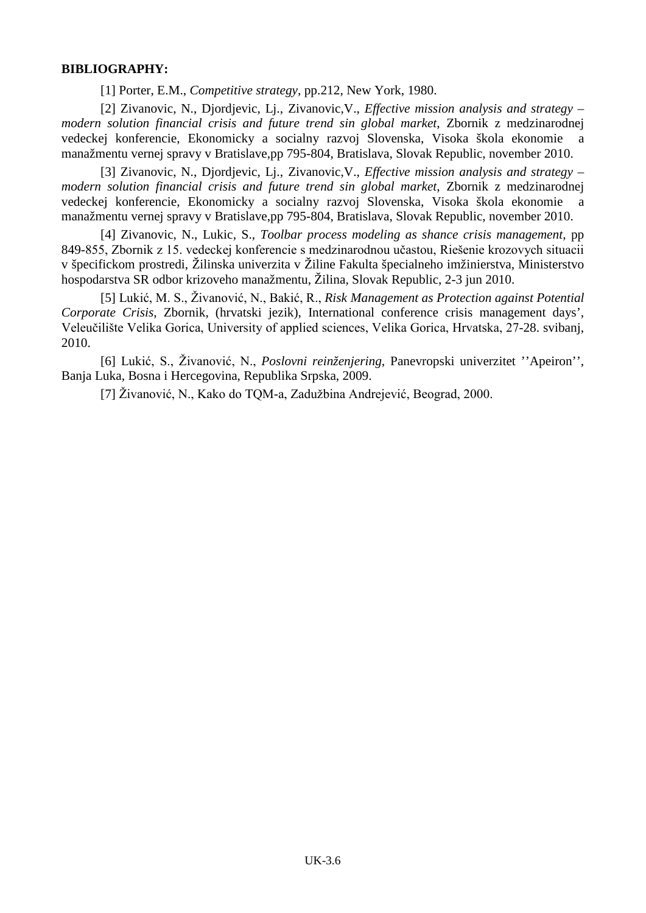**BIBLIOGRAPHY:**

[1] Porter, E.M., *Competitive strategy*, pp.212, New York, 1980.

[2] Zivanovic, N., Djordjevic, Lj., Zivanovic,V., *Effective mission analysis and strategy – modern solution financial crisis and future trend sin global market*, Zbornik z medzinarodnej vedeckej konferencie, Ekonomicky a socialny razvoj Slovenska, Visoka škola ekonomie a manažmentu vernej spravy v Bratislave,pp 795-804, Bratislava, Slovak Republic, november 2010.

[3] Zivanovic, N., Djordjevic, Lj., Zivanovic,V., *Effective mission analysis and strategy – modern solution financial crisis and future trend sin global market*, Zbornik z medzinarodnej vedeckej konferencie, Ekonomicky a socialny razvoj Slovenska, Visoka škola ekonomie a manažmentu vernej spravy v Bratislave,pp 795-804, Bratislava, Slovak Republic, november 2010.

[4] Zivanovic, N., Lukic, S., *Toolbar process modeling as shance crisis management*, pp 849-855, Zbornik z 15. vedeckej konferencie s medzinarodnou učastou, Riešenie krozovych situacii v špecifickom prostredi, Žilinska univerzita v Žiline Fakulta špecialneho imžinierstva, Ministerstvo hospodarstva SR odbor krizoveho manažmentu, Žilina, Slovak Republic, 2-3 jun 2010.

[5] Lukić, M. S., Živanović, N., Bakić, R., *Risk Management as Protection against Potential Corporate Crisis*, Zbornik, (hrvatski jezik), International conference crisis management days', Veleučilište Velika Gorica, University of applied sciences, Velika Gorica, Hrvatska, 27-28. svibanj, 2010.

[6] Lukić, S., Živanović, N., *Poslovni reinženjering*, Panevropski univerzitet ''Apeiron'', Banja Luka, Bosna i Hercegovina, Republika Srpska, 2009.

[7] Živanović, N., Kako do TQM-a, Zadužbina Andrejević, Beograd, 2000.